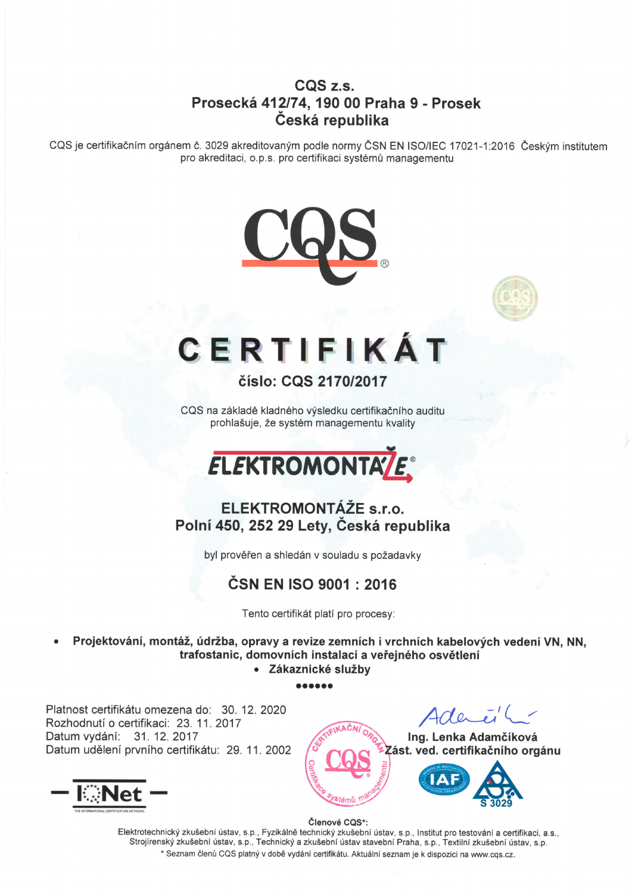**CQS z.s.**
**Prosecká 412/74, 190 00 Praha 9 - Prosek**
**Česká republika**

CQS je certifikačním orgánem č. 3029 akreditovaným podle normy ČSN EN ISO/IEC 17021-1:2016 Českým institutem pro akreditaci, o.p.s. pro certifikaci systémů managementu

CQS®

# CERTIFIKÁT

**číslo: CQS 2170/2017**

CQS na základě kladného výsledku certifikačního auditu prohlašuje, že systém managementu kvality

ELEKTROMONTÁŽE®

**ELEKTROMONTÁŽE s.r.o.**
**Polní 450, 252 29 Lety, Česká republika**

byl prověřen a shledán v souladu s požadavky

## ČSN EN ISO 9001 : 2016

Tento certifikát platí pro procesy:

- **Projektování, montáž, údržba, opravy a revize zemních i vrchních kabelových vedení VN, NN, trafostanic, domovních instalací a veřejného osvětlení**
- **Zákaznické služby**

●●●●●●

Platnost certifikátu omezena do: 30. 12. 2020
Rozhodnutí o certifikaci: 23. 11. 2017
Datum vydání: 31. 12. 2017
Datum udělení prvního certifikátu: 29. 11. 2002

**Ing. Lenka Adamčíková**
**Zást. ved. certifikačního orgánu**

S 3029

**Členové CQS*:**
Elektrotechnický zkušební ústav, s.p., Fyzikálně technický zkušební ústav, s.p., Institut pro testování a certifikaci, a.s., Strojírenský zkušební ústav, s.p., Technický a zkušební ústav stavební Praha, s.p., Textilní zkušební ústav, s.p.
* Seznam členů CQS platný v době vydání certifikátu. Aktuální seznam je k dispozici na www.cqs.cz.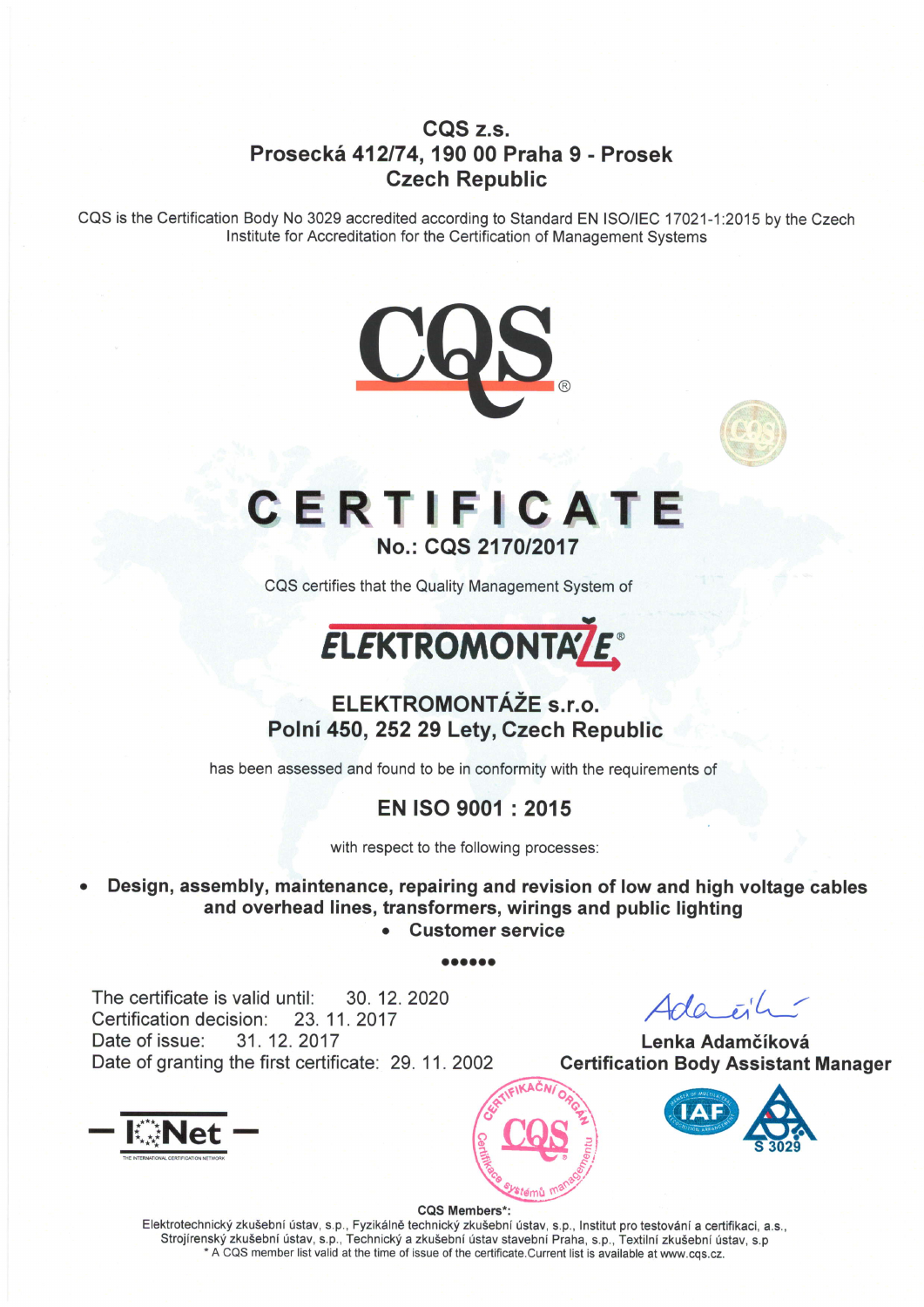**CQS z.s.**
**Prosecká 412/74, 190 00 Praha 9 - Prosek**
**Czech Republic**

CQS is the Certification Body No 3029 accredited according to Standard EN ISO/IEC 17021-1:2015 by the Czech Institute for Accreditation for the Certification of Management Systems

CQS®

# CERTIFICATE

## No.: CQS 2170/2017

CQS certifies that the Quality Management System of

ELEKTROMONTÁŽE®

**ELEKTROMONTÁŽE s.r.o.**
**Polní 450, 252 29 Lety, Czech Republic**

has been assessed and found to be in conformity with the requirements of

## EN ISO 9001 : 2015

with respect to the following processes:

- **Design, assembly, maintenance, repairing and revision of low and high voltage cables and overhead lines, transformers, wirings and public lighting**
- **Customer service**

••••••

The certificate is valid until: 30. 12. 2020
Certification decision: 23. 11. 2017
Date of issue: 31. 12. 2017
Date of granting the first certificate: 29. 11. 2002

**Lenka Adamčíková**
**Certification Body Assistant Manager**

IQNet – THE INTERNATIONAL CERTIFICATION NETWORK

CERTIFIKAČNÍ ORGÁN CQS Certifikace systémů managementu

IAF

S 3029

**CQS Members\*:**
Elektrotechnický zkušební ústav, s.p., Fyzikálně technický zkušební ústav, s.p., Institut pro testování a certifikaci, a.s., Strojírenský zkušební ústav, s.p., Technický a zkušební ústav stavební Praha, s.p., Textilní zkušební ústav, s.p
\* A CQS member list valid at the time of issue of the certificate.Current list is available at www.cqs.cz.